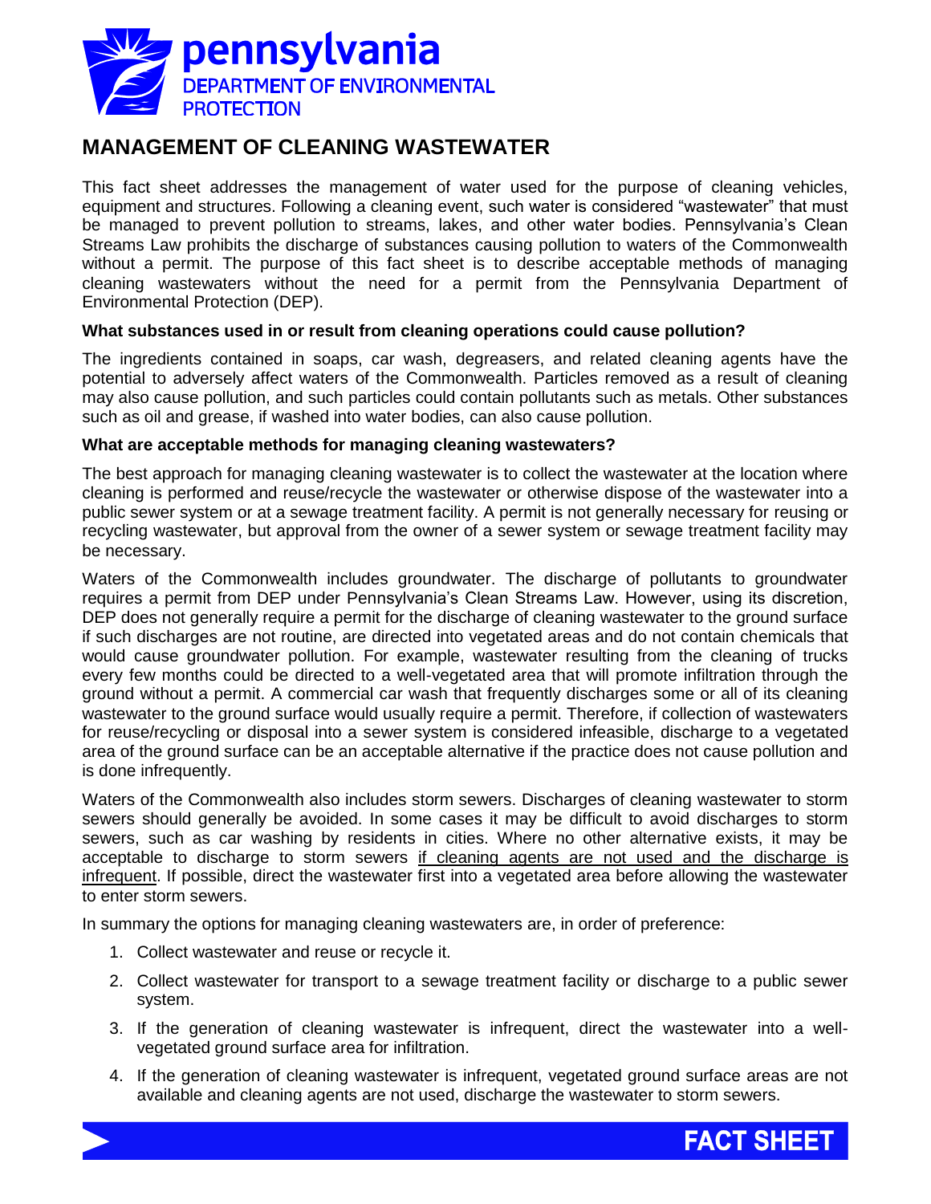pennsylvania
DEPARTMENT OF ENVIRONMENTAL PROTECTION

# MANAGEMENT OF CLEANING WASTEWATER

This fact sheet addresses the management of water used for the purpose of cleaning vehicles, equipment and structures. Following a cleaning event, such water is considered "wastewater" that must be managed to prevent pollution to streams, lakes, and other water bodies. Pennsylvania's Clean Streams Law prohibits the discharge of substances causing pollution to waters of the Commonwealth without a permit. The purpose of this fact sheet is to describe acceptable methods of managing cleaning wastewaters without the need for a permit from the Pennsylvania Department of Environmental Protection (DEP).

**What substances used in or result from cleaning operations could cause pollution?**

The ingredients contained in soaps, car wash, degreasers, and related cleaning agents have the potential to adversely affect waters of the Commonwealth. Particles removed as a result of cleaning may also cause pollution, and such particles could contain pollutants such as metals. Other substances such as oil and grease, if washed into water bodies, can also cause pollution.

**What are acceptable methods for managing cleaning wastewaters?**

The best approach for managing cleaning wastewater is to collect the wastewater at the location where cleaning is performed and reuse/recycle the wastewater or otherwise dispose of the wastewater into a public sewer system or at a sewage treatment facility. A permit is not generally necessary for reusing or recycling wastewater, but approval from the owner of a sewer system or sewage treatment facility may be necessary.

Waters of the Commonwealth includes groundwater. The discharge of pollutants to groundwater requires a permit from DEP under Pennsylvania's Clean Streams Law. However, using its discretion, DEP does not generally require a permit for the discharge of cleaning wastewater to the ground surface if such discharges are not routine, are directed into vegetated areas and do not contain chemicals that would cause groundwater pollution. For example, wastewater resulting from the cleaning of trucks every few months could be directed to a well-vegetated area that will promote infiltration through the ground without a permit. A commercial car wash that frequently discharges some or all of its cleaning wastewater to the ground surface would usually require a permit. Therefore, if collection of wastewaters for reuse/recycling or disposal into a sewer system is considered infeasible, discharge to a vegetated area of the ground surface can be an acceptable alternative if the practice does not cause pollution and is done infrequently.

Waters of the Commonwealth also includes storm sewers. Discharges of cleaning wastewater to storm sewers should generally be avoided. In some cases it may be difficult to avoid discharges to storm sewers, such as car washing by residents in cities. Where no other alternative exists, it may be acceptable to discharge to storm sewers <u>if cleaning agents are not used and the discharge is infrequent</u>. If possible, direct the wastewater first into a vegetated area before allowing the wastewater to enter storm sewers.

In summary the options for managing cleaning wastewaters are, in order of preference:

1. Collect wastewater and reuse or recycle it.
2. Collect wastewater for transport to a sewage treatment facility or discharge to a public sewer system.
3. If the generation of cleaning wastewater is infrequent, direct the wastewater into a well-vegetated ground surface area for infiltration.
4. If the generation of cleaning wastewater is infrequent, vegetated ground surface areas are not available and cleaning agents are not used, discharge the wastewater to storm sewers.

FACT SHEET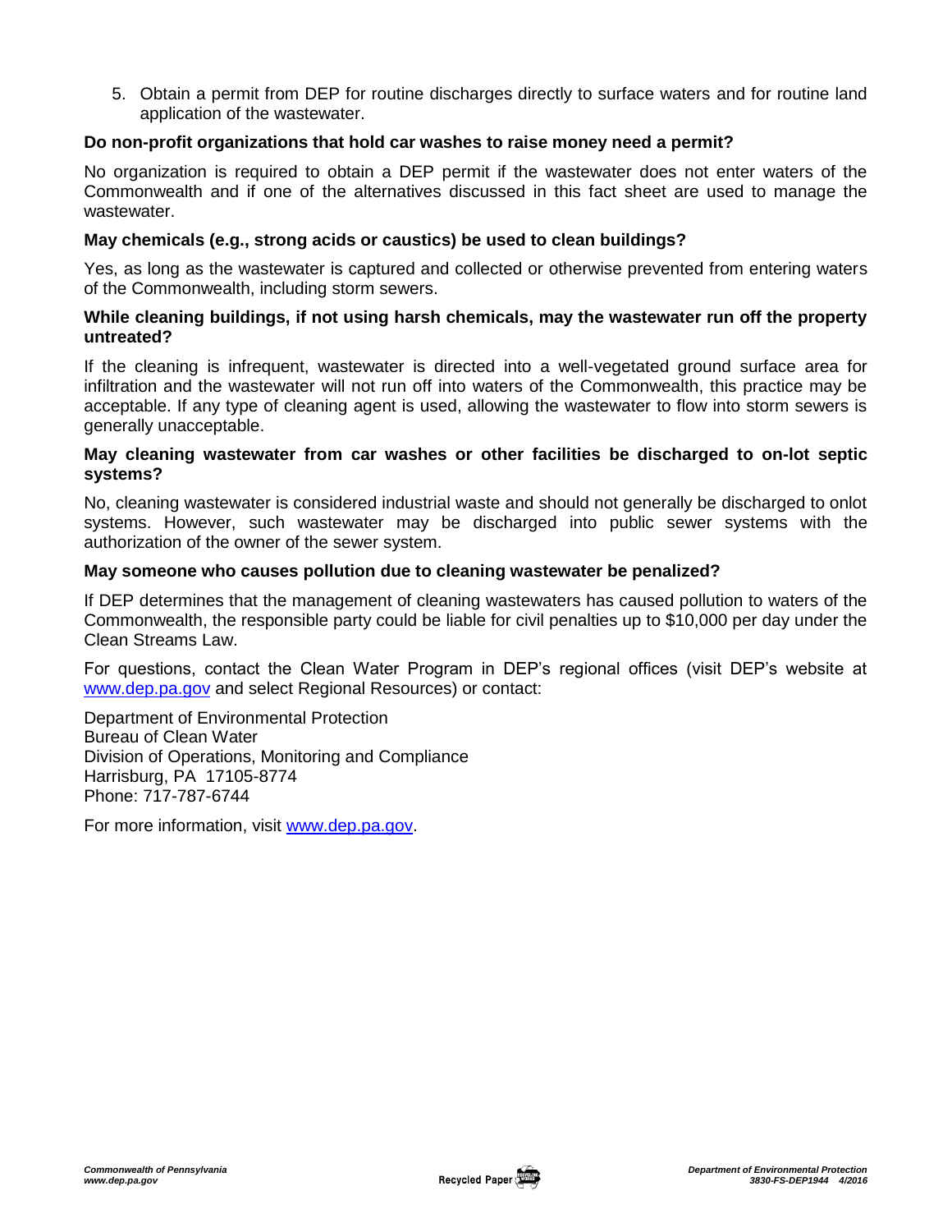5. Obtain a permit from DEP for routine discharges directly to surface waters and for routine land application of the wastewater.

**Do non-profit organizations that hold car washes to raise money need a permit?**

No organization is required to obtain a DEP permit if the wastewater does not enter waters of the Commonwealth and if one of the alternatives discussed in this fact sheet are used to manage the wastewater.

**May chemicals (e.g., strong acids or caustics) be used to clean buildings?**

Yes, as long as the wastewater is captured and collected or otherwise prevented from entering waters of the Commonwealth, including storm sewers.

**While cleaning buildings, if not using harsh chemicals, may the wastewater run off the property untreated?**

If the cleaning is infrequent, wastewater is directed into a well-vegetated ground surface area for infiltration and the wastewater will not run off into waters of the Commonwealth, this practice may be acceptable. If any type of cleaning agent is used, allowing the wastewater to flow into storm sewers is generally unacceptable.

**May cleaning wastewater from car washes or other facilities be discharged to on-lot septic systems?**

No, cleaning wastewater is considered industrial waste and should not generally be discharged to onlot systems. However, such wastewater may be discharged into public sewer systems with the authorization of the owner of the sewer system.

**May someone who causes pollution due to cleaning wastewater be penalized?**

If DEP determines that the management of cleaning wastewaters has caused pollution to waters of the Commonwealth, the responsible party could be liable for civil penalties up to $10,000 per day under the Clean Streams Law.

For questions, contact the Clean Water Program in DEP's regional offices (visit DEP's website at www.dep.pa.gov and select Regional Resources) or contact:

Department of Environmental Protection
Bureau of Clean Water
Division of Operations, Monitoring and Compliance
Harrisburg, PA 17105-8774
Phone: 717-787-6744

For more information, visit www.dep.pa.gov.